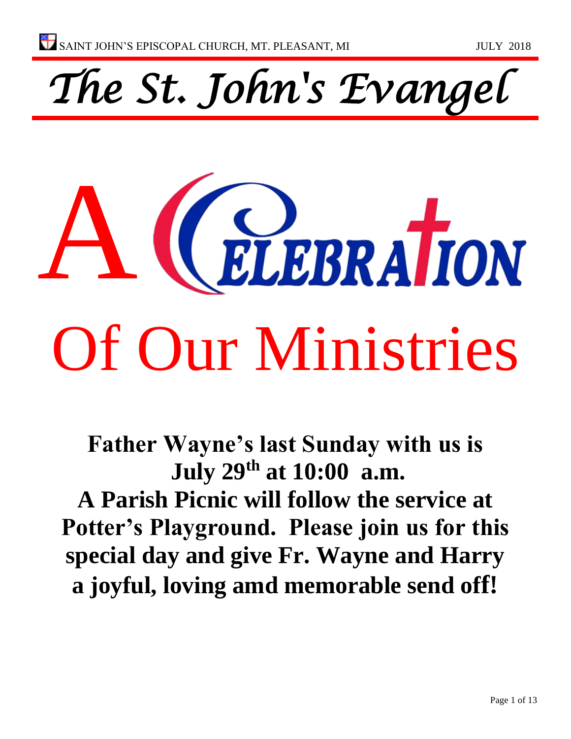# The St. John's Evangel

# A Celebration Of Our Ministries

**Father Wayne's last Sunday with us is July 29th at 10:00 a.m.**
**A Parish Picnic will follow the service at Potter's Playground. Please join us for this special day and give Fr. Wayne and Harry a joyful, loving amd memorable send off!**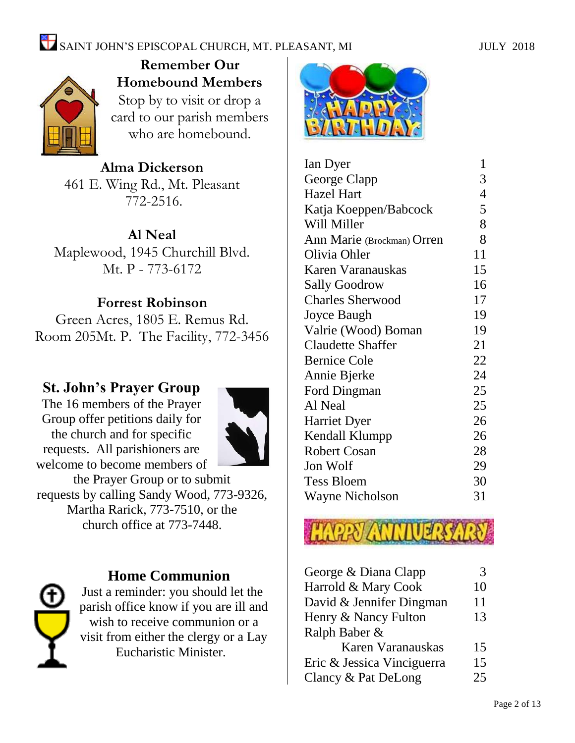## Remember Our Homebound Members

Stop by to visit or drop a card to our parish members who are homebound.

**Alma Dickerson**
461 E. Wing Rd., Mt. Pleasant
772-2516.

**Al Neal**
Maplewood, 1945 Churchill Blvd.
Mt. P - 773-6172

**Forrest Robinson**
Green Acres, 1805 E. Remus Rd.
Room 205Mt. P. The Facility, 772-3456

## St. John's Prayer Group

The 16 members of the Prayer Group offer petitions daily for the church and for specific requests. All parishioners are welcome to become members of the Prayer Group or to submit requests by calling Sandy Wood, 773-9326, Martha Rarick, 773-7510, or the church office at 773-7448.

## Home Communion

Just a reminder: you should let the parish office know if you are ill and wish to receive communion or a visit from either the clergy or a Lay Eucharistic Minister.

## Happy Birthday

| Name | Day |
|---|---|
| Ian Dyer | 1 |
| George Clapp | 3 |
| Hazel Hart | 4 |
| Katja Koeppen/Babcock | 5 |
| Will Miller | 8 |
| Ann Marie (Brockman) Orren | 8 |
| Olivia Ohler | 11 |
| Karen Varanauskas | 15 |
| Sally Goodrow | 16 |
| Charles Sherwood | 17 |
| Joyce Baugh | 19 |
| Valrie (Wood) Boman | 19 |
| Claudette Shaffer | 21 |
| Bernice Cole | 22 |
| Annie Bjerke | 24 |
| Ford Dingman | 25 |
| Al Neal | 25 |
| Harriet Dyer | 26 |
| Kendall Klumpp | 26 |
| Robert Cosan | 28 |
| Jon Wolf | 29 |
| Tess Bloem | 30 |
| Wayne Nicholson | 31 |

## Happy Anniversary

| Names | Day |
|---|---|
| George & Diana Clapp | 3 |
| Harrold & Mary Cook | 10 |
| David & Jennifer Dingman | 11 |
| Henry & Nancy Fulton | 13 |
| Ralph Baber & Karen Varanauskas | 15 |
| Eric & Jessica Vinciguerra | 15 |
| Clancy & Pat DeLong | 25 |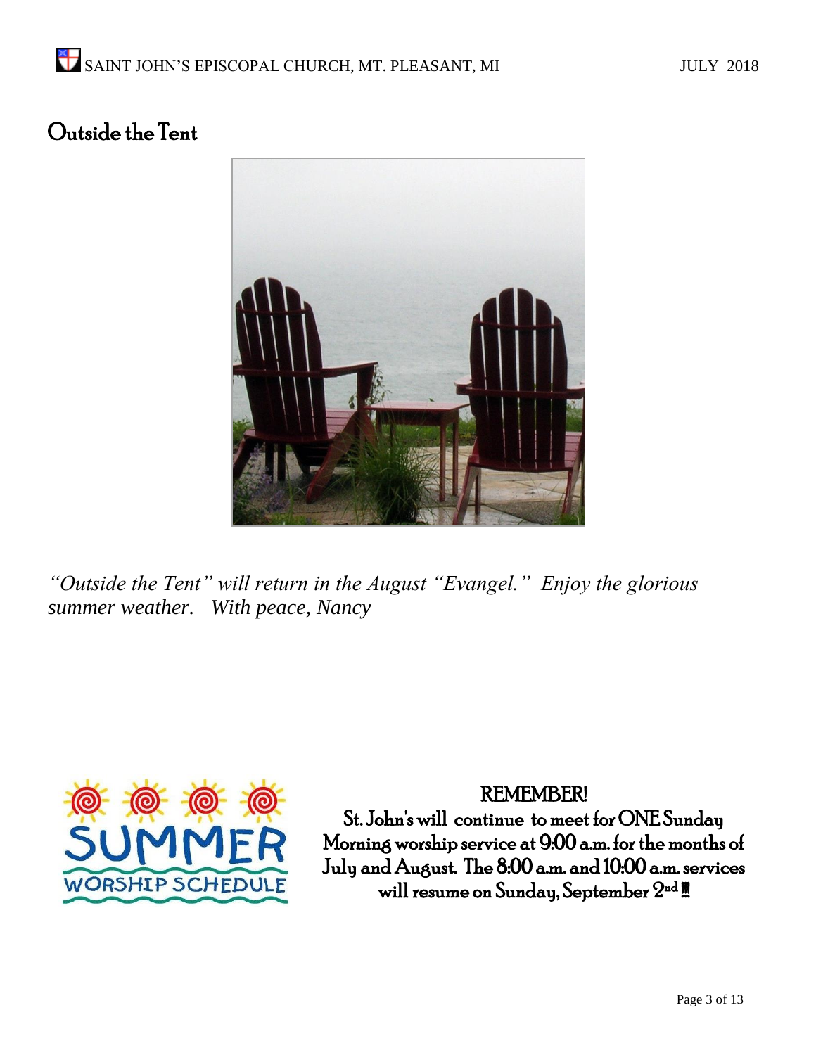## Outside the Tent

*"Outside the Tent" will return in the August "Evangel." Enjoy the glorious summer weather. With peace, Nancy*

SUMMER WORSHIP SCHEDULE

**REMEMBER!**

St. John's will continue to meet for ONE Sunday Morning worship service at 9:00 a.m. for the months of July and August. The 8:00 a.m. and 10:00 a.m. services will resume on Sunday, September 2nd !!!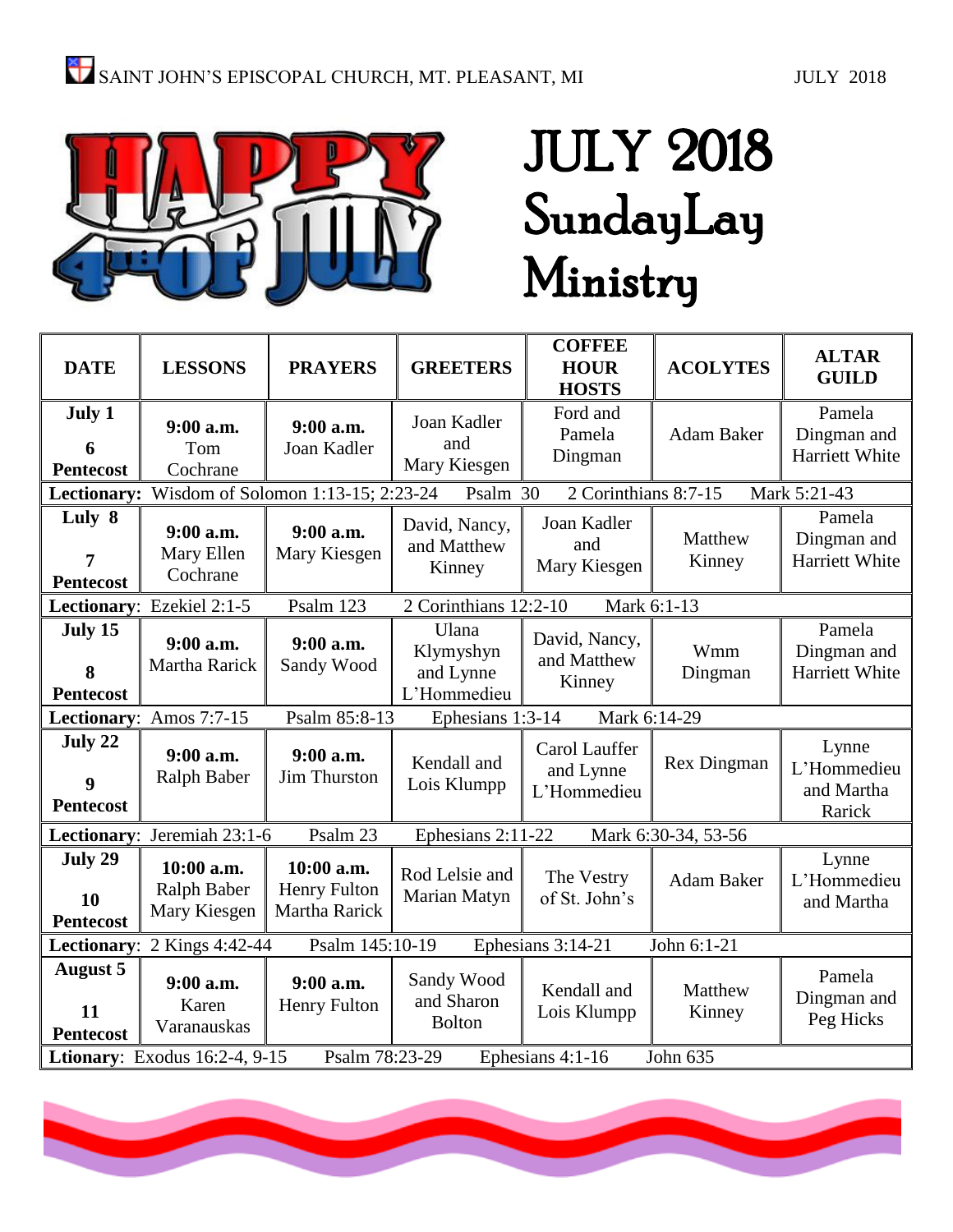# JULY 2018 SundayLay Ministry

| DATE | LESSONS | PRAYERS | GREETERS | COFFEE HOUR HOSTS | ACOLYTES | ALTAR GUILD |
|---|---|---|---|---|---|---|
| **July 1** **6 Pentecost** | **9:00 a.m.** Tom Cochrane | **9:00 a.m.** Joan Kadler | Joan Kadler and Mary Kiesgen | Ford and Pamela Dingman | Adam Baker | Pamela Dingman and Harriett White |
| **Lectionary:** Wisdom of Solomon 1:13-15; 2:23-24 | Psalm 30 | 2 Corinthians 8:7-15 | Mark 5:21-43 | | | |
| **Luly 8** **7 Pentecost** | **9:00 a.m.** Mary Ellen Cochrane | **9:00 a.m.** Mary Kiesgen | David, Nancy, and Matthew Kinney | Joan Kadler and Mary Kiesgen | Matthew Kinney | Pamela Dingman and Harriett White |
| **Lectionary**: Ezekiel 2:1-5 | Psalm 123 | 2 Corinthians 12:2-10 | Mark 6:1-13 | | | |
| **July 15** **8 Pentecost** | **9:00 a.m.** Martha Rarick | **9:00 a.m.** Sandy Wood | Ulana Klymyshyn and Lynne L'Hommedieu | David, Nancy, and Matthew Kinney | Wmm Dingman | Pamela Dingman and Harriett White |
| **Lectionary**: Amos 7:7-15 | Psalm 85:8-13 | Ephesians 1:3-14 | Mark 6:14-29 | | | |
| **July 22** **9 Pentecost** | **9:00 a.m.** Ralph Baber | **9:00 a.m.** Jim Thurston | Kendall and Lois Klumpp | Carol Lauffer and Lynne L'Hommedieu | Rex Dingman | Lynne L'Hommedieu and Martha Rarick |
| **Lectionary**: Jeremiah 23:1-6 | Psalm 23 | Ephesians 2:11-22 | Mark 6:30-34, 53-56 | | | |
| **July 29** **10 Pentecost** | **10:00 a.m.** Ralph Baber Mary Kiesgen | **10:00 a.m.** Henry Fulton Martha Rarick | Rod Lelsie and Marian Matyn | The Vestry of St. John's | Adam Baker | Lynne L'Hommedieu and Martha |
| **Lectionary**: 2 Kings 4:42-44 | Psalm 145:10-19 | Ephesians 3:14-21 | John 6:1-21 | | | |
| **August 5** **11 Pentecost** | **9:00 a.m.** Karen Varanauskas | **9:00 a.m.** Henry Fulton | Sandy Wood and Sharon Bolton | Kendall and Lois Klumpp | Matthew Kinney | Pamela Dingman and Peg Hicks |
| **Ltionary**: Exodus 16:2-4, 9-15 | Psalm 78:23-29 | Ephesians 4:1-16 | John 635 | | | |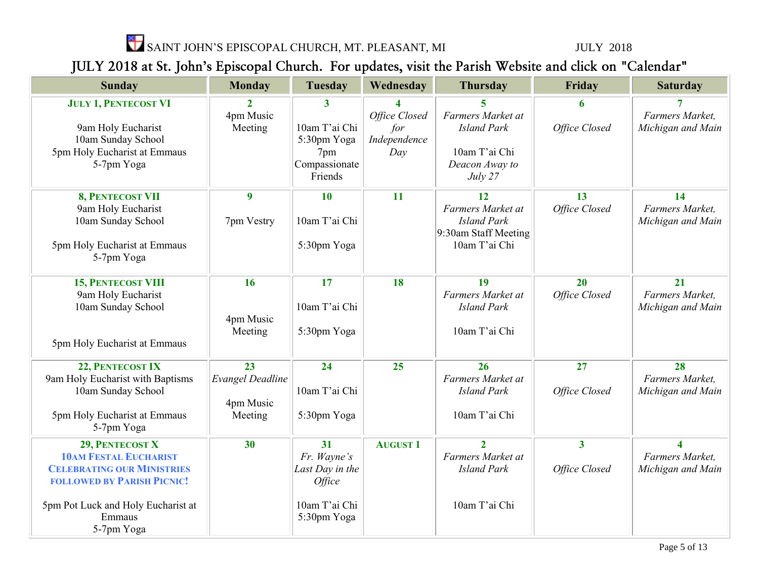SAINT JOHN'S EPISCOPAL CHURCH, MT. PLEASANT, MI JULY 2018

# JULY 2018 at St. John's Episcopal Church. For updates, visit the Parish Website and click on "Calendar"

| Sunday | Monday | Tuesday | Wednesday | Thursday | Friday | Saturday |
|---|---|---|---|---|---|---|
| **JULY 1, PENTECOST VI**<br><br>9am Holy Eucharist<br>10am Sunday School<br>5pm Holy Eucharist at Emmaus<br>5-7pm Yoga | **2**<br>4pm Music Meeting | **3**<br><br>10am T'ai Chi<br>5:30pm Yoga<br>7pm Compassionate Friends | **4**<br>*Office Closed for Independence Day* | **5**<br>*Farmers Market at Island Park*<br><br>10am T'ai Chi<br>*Deacon Away to July 27* | **6**<br><br>*Office Closed* | **7**<br>*Farmers Market, Michigan and Main* |
| **8, PENTECOST VII**<br>9am Holy Eucharist<br>10am Sunday School<br><br>5pm Holy Eucharist at Emmaus<br>5-7pm Yoga | **9**<br><br>7pm Vestry | **10**<br><br>10am T'ai Chi<br><br>5:30pm Yoga | **11** | **12**<br>*Farmers Market at Island Park*<br>9:30am Staff Meeting<br>10am T'ai Chi | **13**<br>*Office Closed* | **14**<br>*Farmers Market, Michigan and Main* |
| **15, PENTECOST VIII**<br>9am Holy Eucharist<br>10am Sunday School<br><br><br>5pm Holy Eucharist at Emmaus | **16**<br><br><br>4pm Music Meeting | **17**<br><br>10am T'ai Chi<br><br>5:30pm Yoga | **18** | **19**<br>*Farmers Market at Island Park*<br><br>10am T'ai Chi | **20**<br>*Office Closed* | **21**<br>*Farmers Market, Michigan and Main* |
| **22, PENTECOST IX**<br>9am Holy Eucharist with Baptisms<br>10am Sunday School<br><br>5pm Holy Eucharist at Emmaus<br>5-7pm Yoga | **23**<br>*Evangel Deadline*<br><br>4pm Music Meeting | **24**<br><br>10am T'ai Chi<br><br>5:30pm Yoga | **25** | **26**<br>*Farmers Market at Island Park*<br><br>10am T'ai Chi | **27**<br><br>*Office Closed* | **28**<br>*Farmers Market, Michigan and Main* |
| **29, PENTECOST X**<br>**10AM FESTAL EUCHARIST CELEBRATING OUR MINISTRIES FOLLOWED BY PARISH PICNIC!**<br><br>5pm Pot Luck and Holy Eucharist at Emmaus<br>5-7pm Yoga | **30** | **31**<br>*Fr. Wayne's Last Day in the Office*<br><br>10am T'ai Chi<br>5:30pm Yoga | **AUGUST 1** | **2**<br>*Farmers Market at Island Park*<br><br><br>10am T'ai Chi | **3**<br><br>*Office Closed* | **4**<br>*Farmers Market, Michigan and Main* |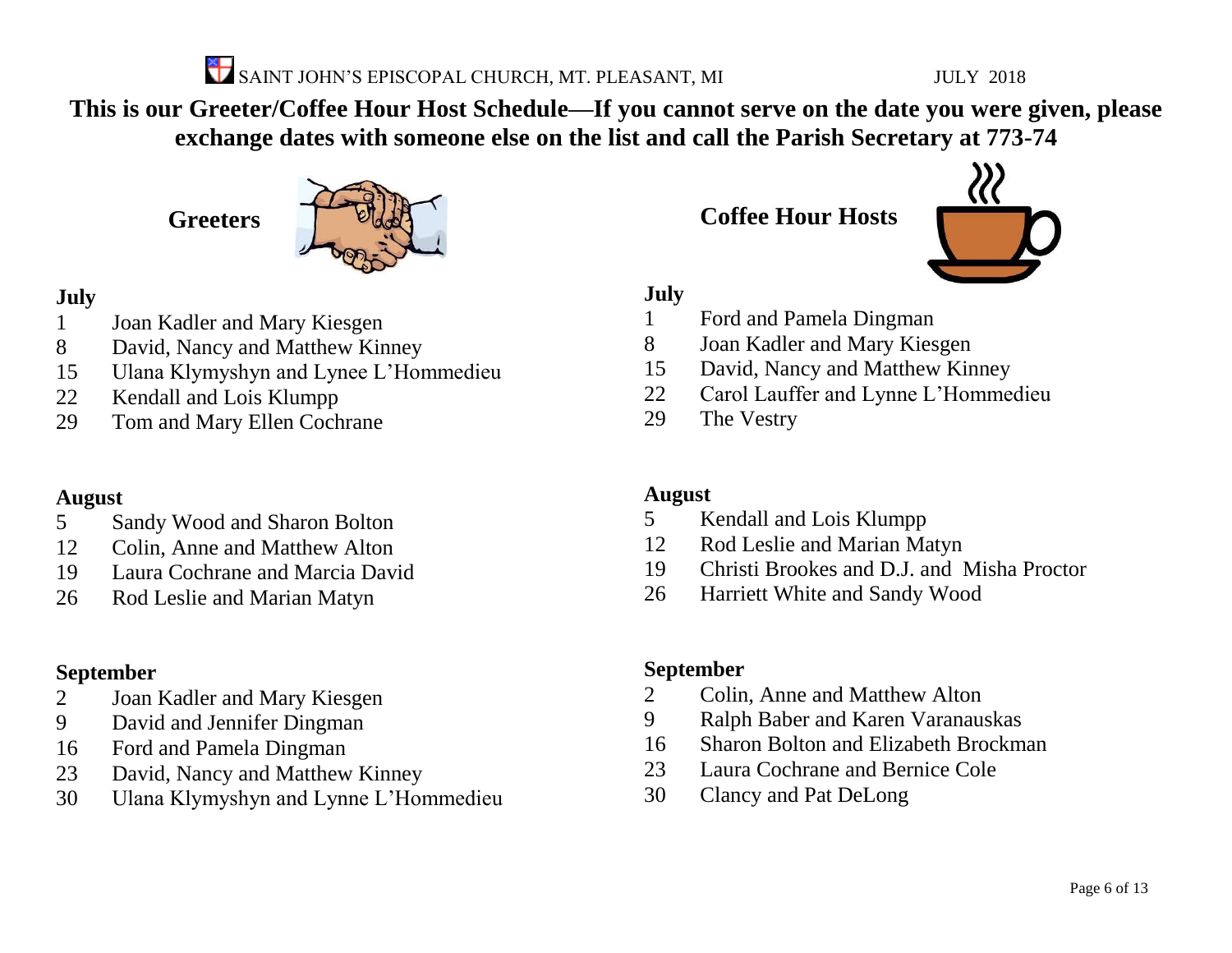SAINT JOHN'S EPISCOPAL CHURCH, MT. PLEASANT, MI JULY 2018

**This is our Greeter/Coffee Hour Host Schedule—If you cannot serve on the date you were given, please exchange dates with someone else on the list and call the Parish Secretary at 773-74**

## Greeters

**July**

1 Joan Kadler and Mary Kiesgen
8 David, Nancy and Matthew Kinney
15 Ulana Klymyshyn and Lynee L'Hommedieu
22 Kendall and Lois Klumpp
29 Tom and Mary Ellen Cochrane

**August**

5 Sandy Wood and Sharon Bolton
12 Colin, Anne and Matthew Alton
19 Laura Cochrane and Marcia David
26 Rod Leslie and Marian Matyn

**September**

2 Joan Kadler and Mary Kiesgen
9 David and Jennifer Dingman
16 Ford and Pamela Dingman
23 David, Nancy and Matthew Kinney
30 Ulana Klymyshyn and Lynne L'Hommedieu

## Coffee Hour Hosts

**July**

1 Ford and Pamela Dingman
8 Joan Kadler and Mary Kiesgen
15 David, Nancy and Matthew Kinney
22 Carol Lauffer and Lynne L'Hommedieu
29 The Vestry

**August**

5 Kendall and Lois Klumpp
12 Rod Leslie and Marian Matyn
19 Christi Brookes and D.J. and Misha Proctor
26 Harriett White and Sandy Wood

**September**

2 Colin, Anne and Matthew Alton
9 Ralph Baber and Karen Varanauskas
16 Sharon Bolton and Elizabeth Brockman
23 Laura Cochrane and Bernice Cole
30 Clancy and Pat DeLong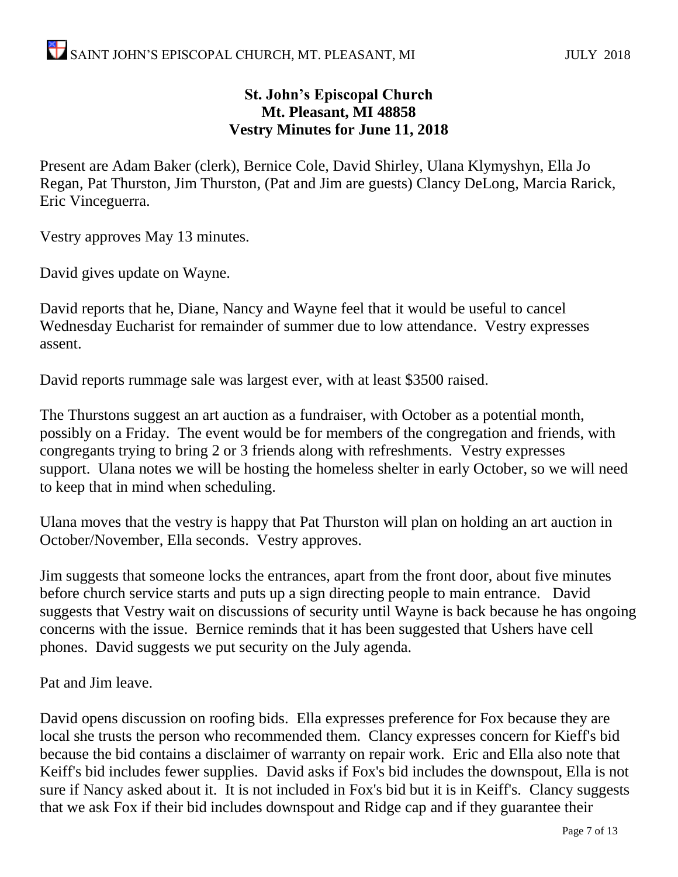**St. John's Episcopal Church**
**Mt. Pleasant, MI 48858**
**Vestry Minutes for June 11, 2018**

Present are Adam Baker (clerk), Bernice Cole, David Shirley, Ulana Klymyshyn, Ella Jo Regan, Pat Thurston, Jim Thurston, (Pat and Jim are guests) Clancy DeLong, Marcia Rarick, Eric Vinceguerra.

Vestry approves May 13 minutes.

David gives update on Wayne.

David reports that he, Diane, Nancy and Wayne feel that it would be useful to cancel Wednesday Eucharist for remainder of summer due to low attendance. Vestry expresses assent.

David reports rummage sale was largest ever, with at least $3500 raised.

The Thurstons suggest an art auction as a fundraiser, with October as a potential month, possibly on a Friday. The event would be for members of the congregation and friends, with congregants trying to bring 2 or 3 friends along with refreshments. Vestry expresses support. Ulana notes we will be hosting the homeless shelter in early October, so we will need to keep that in mind when scheduling.

Ulana moves that the vestry is happy that Pat Thurston will plan on holding an art auction in October/November, Ella seconds. Vestry approves.

Jim suggests that someone locks the entrances, apart from the front door, about five minutes before church service starts and puts up a sign directing people to main entrance. David suggests that Vestry wait on discussions of security until Wayne is back because he has ongoing concerns with the issue. Bernice reminds that it has been suggested that Ushers have cell phones. David suggests we put security on the July agenda.

Pat and Jim leave.

David opens discussion on roofing bids. Ella expresses preference for Fox because they are local she trusts the person who recommended them. Clancy expresses concern for Kieff's bid because the bid contains a disclaimer of warranty on repair work. Eric and Ella also note that Keiff's bid includes fewer supplies. David asks if Fox's bid includes the downspout, Ella is not sure if Nancy asked about it. It is not included in Fox's bid but it is in Keiff's. Clancy suggests that we ask Fox if their bid includes downspout and Ridge cap and if they guarantee their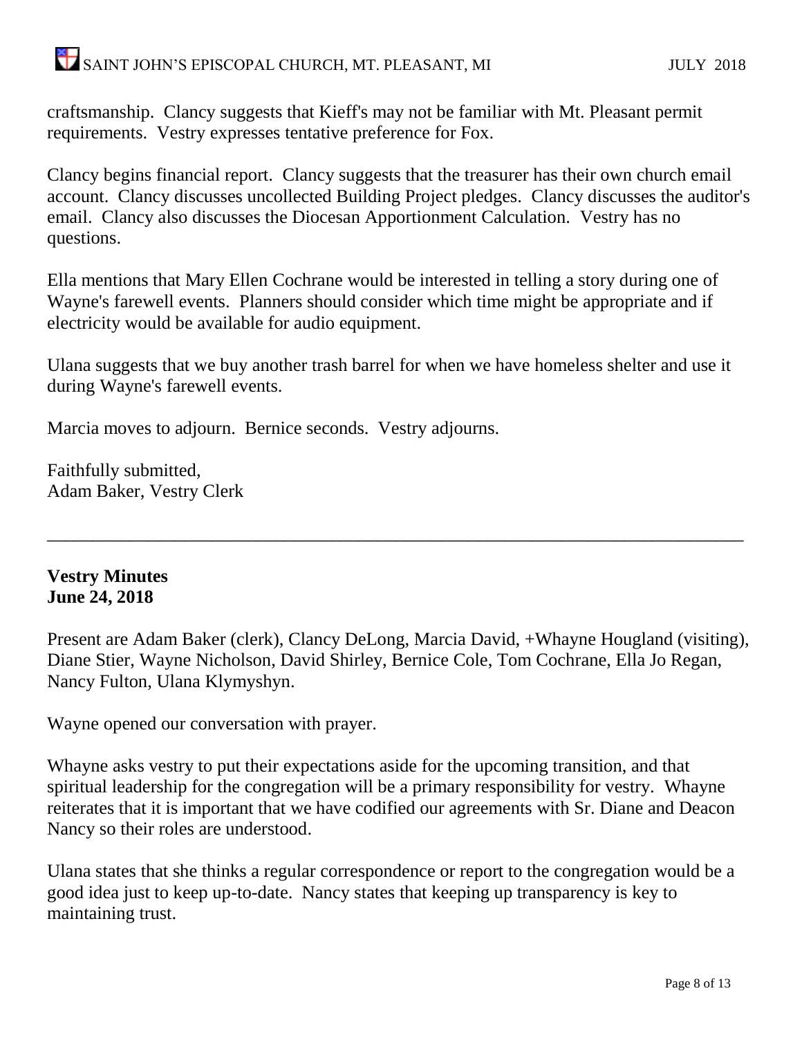craftsmanship. Clancy suggests that Kieff's may not be familiar with Mt. Pleasant permit requirements. Vestry expresses tentative preference for Fox.

Clancy begins financial report. Clancy suggests that the treasurer has their own church email account. Clancy discusses uncollected Building Project pledges. Clancy discusses the auditor's email. Clancy also discusses the Diocesan Apportionment Calculation. Vestry has no questions.

Ella mentions that Mary Ellen Cochrane would be interested in telling a story during one of Wayne's farewell events. Planners should consider which time might be appropriate and if electricity would be available for audio equipment.

Ulana suggests that we buy another trash barrel for when we have homeless shelter and use it during Wayne's farewell events.

Marcia moves to adjourn. Bernice seconds. Vestry adjourns.

Faithfully submitted,
Adam Baker, Vestry Clerk

---

**Vestry Minutes**
**June 24, 2018**

Present are Adam Baker (clerk), Clancy DeLong, Marcia David, +Whayne Hougland (visiting), Diane Stier, Wayne Nicholson, David Shirley, Bernice Cole, Tom Cochrane, Ella Jo Regan, Nancy Fulton, Ulana Klymyshyn.

Wayne opened our conversation with prayer.

Whayne asks vestry to put their expectations aside for the upcoming transition, and that spiritual leadership for the congregation will be a primary responsibility for vestry. Whayne reiterates that it is important that we have codified our agreements with Sr. Diane and Deacon Nancy so their roles are understood.

Ulana states that she thinks a regular correspondence or report to the congregation would be a good idea just to keep up-to-date. Nancy states that keeping up transparency is key to maintaining trust.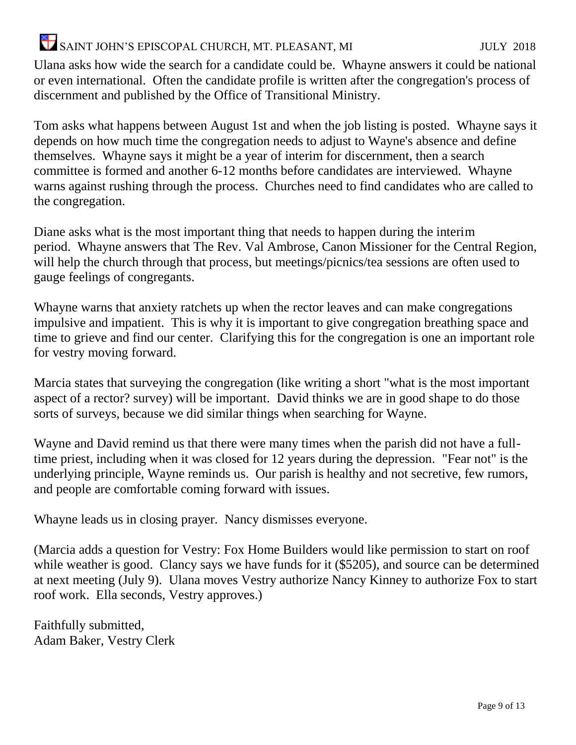Ulana asks how wide the search for a candidate could be. Whayne answers it could be national or even international. Often the candidate profile is written after the congregation's process of discernment and published by the Office of Transitional Ministry.

Tom asks what happens between August 1st and when the job listing is posted. Whayne says it depends on how much time the congregation needs to adjust to Wayne's absence and define themselves. Whayne says it might be a year of interim for discernment, then a search committee is formed and another 6-12 months before candidates are interviewed. Whayne warns against rushing through the process. Churches need to find candidates who are called to the congregation.

Diane asks what is the most important thing that needs to happen during the interim period. Whayne answers that The Rev. Val Ambrose, Canon Missioner for the Central Region, will help the church through that process, but meetings/picnics/tea sessions are often used to gauge feelings of congregants.

Whayne warns that anxiety ratchets up when the rector leaves and can make congregations impulsive and impatient. This is why it is important to give congregation breathing space and time to grieve and find our center. Clarifying this for the congregation is one an important role for vestry moving forward.

Marcia states that surveying the congregation (like writing a short "what is the most important aspect of a rector? survey) will be important. David thinks we are in good shape to do those sorts of surveys, because we did similar things when searching for Wayne.

Wayne and David remind us that there were many times when the parish did not have a full-time priest, including when it was closed for 12 years during the depression. "Fear not" is the underlying principle, Wayne reminds us. Our parish is healthy and not secretive, few rumors, and people are comfortable coming forward with issues.

Whayne leads us in closing prayer. Nancy dismisses everyone.

(Marcia adds a question for Vestry: Fox Home Builders would like permission to start on roof while weather is good. Clancy says we have funds for it ($5205), and source can be determined at next meeting (July 9). Ulana moves Vestry authorize Nancy Kinney to authorize Fox to start roof work. Ella seconds, Vestry approves.)

Faithfully submitted,
Adam Baker, Vestry Clerk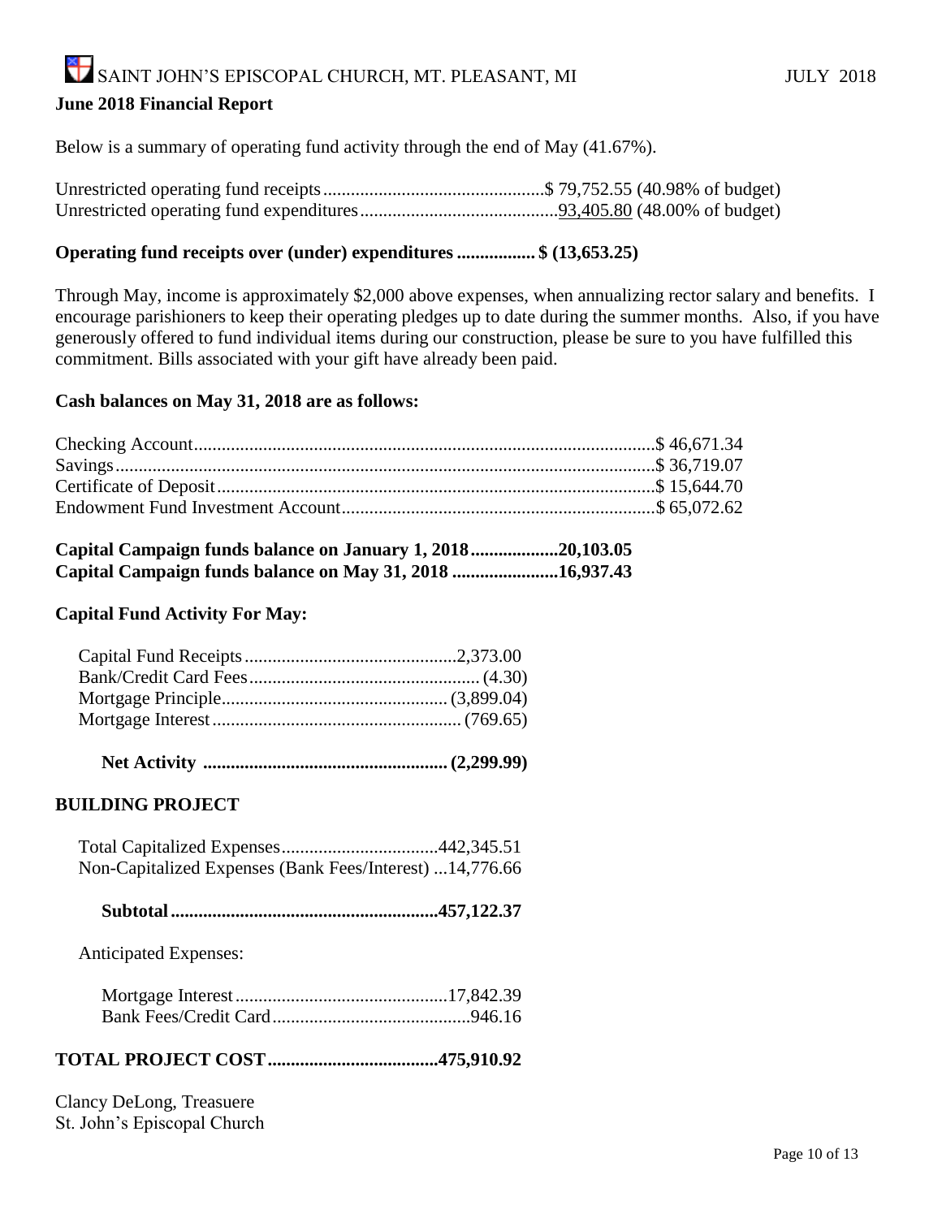## June 2018 Financial Report

Below is a summary of operating fund activity through the end of May (41.67%).

| | | |
|---|---|---|
| Unrestricted operating fund receipts | $ 79,752.55 | (40.98% of budget) |
| Unrestricted operating fund expenditures | 93,405.80 | (48.00% of budget) |

**Operating fund receipts over (under) expenditures ................ $ (13,653.25)**

Through May, income is approximately $2,000 above expenses, when annualizing rector salary and benefits. I encourage parishioners to keep their operating pledges up to date during the summer months. Also, if you have generously offered to fund individual items during our construction, please be sure to you have fulfilled this commitment. Bills associated with your gift have already been paid.

**Cash balances on May 31, 2018 are as follows:**

| | |
|---|---|
| Checking Account | $ 46,671.34 |
| Savings | $ 36,719.07 |
| Certificate of Deposit | $ 15,644.70 |
| Endowment Fund Investment Account | $ 65,072.62 |

**Capital Campaign funds balance on January 1, 2018..................20,103.05**
**Capital Campaign funds balance on May 31, 2018 .......................16,937.43**

**Capital Fund Activity For May:**

| | |
|---|---|
| Capital Fund Receipts | 2,373.00 |
| Bank/Credit Card Fees | (4.30) |
| Mortgage Principle | (3,899.04) |
| Mortgage Interest | (769.65) |
| **Net Activity** | **(2,299.99)** |

**BUILDING PROJECT**

| | |
|---|---|
| Total Capitalized Expenses | 442,345.51 |
| Non-Capitalized Expenses (Bank Fees/Interest) | 14,776.66 |
| **Subtotal** | **457,122.37** |

Anticipated Expenses:

| | |
|---|---|
| Mortgage Interest | 17,842.39 |
| Bank Fees/Credit Card | 946.16 |

**TOTAL PROJECT COST....................................475,910.92**

Clancy DeLong, Treasuere
St. John's Episcopal Church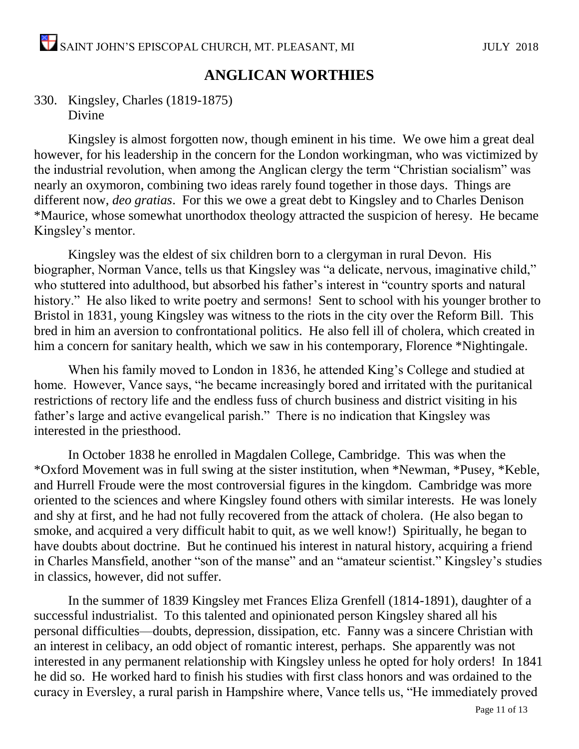## ANGLICAN WORTHIES

330. Kingsley, Charles (1819-1875)
Divine

Kingsley is almost forgotten now, though eminent in his time. We owe him a great deal however, for his leadership in the concern for the London workingman, who was victimized by the industrial revolution, when among the Anglican clergy the term "Christian socialism" was nearly an oxymoron, combining two ideas rarely found together in those days. Things are different now, *deo gratias*. For this we owe a great debt to Kingsley and to Charles Denison *Maurice, whose somewhat unorthodox theology attracted the suspicion of heresy. He became Kingsley's mentor.

Kingsley was the eldest of six children born to a clergyman in rural Devon. His biographer, Norman Vance, tells us that Kingsley was "a delicate, nervous, imaginative child," who stuttered into adulthood, but absorbed his father's interest in "country sports and natural history." He also liked to write poetry and sermons! Sent to school with his younger brother to Bristol in 1831, young Kingsley was witness to the riots in the city over the Reform Bill. This bred in him an aversion to confrontational politics. He also fell ill of cholera, which created in him a concern for sanitary health, which we saw in his contemporary, Florence *Nightingale.

When his family moved to London in 1836, he attended King's College and studied at home. However, Vance says, "he became increasingly bored and irritated with the puritanical restrictions of rectory life and the endless fuss of church business and district visiting in his father's large and active evangelical parish." There is no indication that Kingsley was interested in the priesthood.

In October 1838 he enrolled in Magdalen College, Cambridge. This was when the *Oxford Movement was in full swing at the sister institution, when *Newman, *Pusey, *Keble, and Hurrell Froude were the most controversial figures in the kingdom. Cambridge was more oriented to the sciences and where Kingsley found others with similar interests. He was lonely and shy at first, and he had not fully recovered from the attack of cholera. (He also began to smoke, and acquired a very difficult habit to quit, as we well know!) Spiritually, he began to have doubts about doctrine. But he continued his interest in natural history, acquiring a friend in Charles Mansfield, another "son of the manse" and an "amateur scientist." Kingsley's studies in classics, however, did not suffer.

In the summer of 1839 Kingsley met Frances Eliza Grenfell (1814-1891), daughter of a successful industrialist. To this talented and opinionated person Kingsley shared all his personal difficulties—doubts, depression, dissipation, etc. Fanny was a sincere Christian with an interest in celibacy, an odd object of romantic interest, perhaps. She apparently was not interested in any permanent relationship with Kingsley unless he opted for holy orders! In 1841 he did so. He worked hard to finish his studies with first class honors and was ordained to the curacy in Eversley, a rural parish in Hampshire where, Vance tells us, "He immediately proved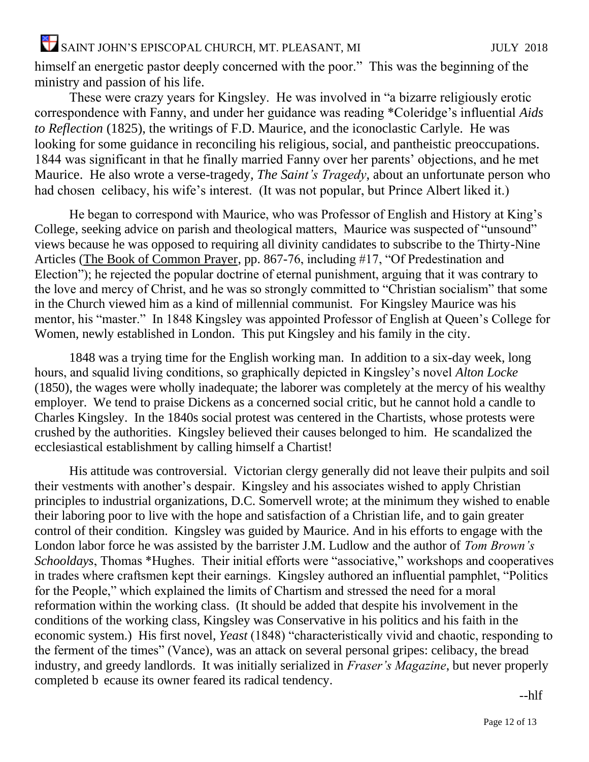himself an energetic pastor deeply concerned with the poor." This was the beginning of the ministry and passion of his life.

These were crazy years for Kingsley. He was involved in "a bizarre religiously erotic correspondence with Fanny, and under her guidance was reading *Coleridge's influential *Aids to Reflection* (1825), the writings of F.D. Maurice, and the iconoclastic Carlyle. He was looking for some guidance in reconciling his religious, social, and pantheistic preoccupations. 1844 was significant in that he finally married Fanny over her parents' objections, and he met Maurice. He also wrote a verse-tragedy, *The Saint's Tragedy*, about an unfortunate person who had chosen celibacy, his wife's interest. (It was not popular, but Prince Albert liked it.)

He began to correspond with Maurice, who was Professor of English and History at King's College, seeking advice on parish and theological matters, Maurice was suspected of "unsound" views because he was opposed to requiring all divinity candidates to subscribe to the Thirty-Nine Articles (The Book of Common Prayer, pp. 867-76, including #17, "Of Predestination and Election"); he rejected the popular doctrine of eternal punishment, arguing that it was contrary to the love and mercy of Christ, and he was so strongly committed to "Christian socialism" that some in the Church viewed him as a kind of millennial communist. For Kingsley Maurice was his mentor, his "master." In 1848 Kingsley was appointed Professor of English at Queen's College for Women, newly established in London. This put Kingsley and his family in the city.

1848 was a trying time for the English working man. In addition to a six-day week, long hours, and squalid living conditions, so graphically depicted in Kingsley's novel *Alton Locke* (1850), the wages were wholly inadequate; the laborer was completely at the mercy of his wealthy employer. We tend to praise Dickens as a concerned social critic, but he cannot hold a candle to Charles Kingsley. In the 1840s social protest was centered in the Chartists, whose protests were crushed by the authorities. Kingsley believed their causes belonged to him. He scandalized the ecclesiastical establishment by calling himself a Chartist!

His attitude was controversial. Victorian clergy generally did not leave their pulpits and soil their vestments with another's despair. Kingsley and his associates wished to apply Christian principles to industrial organizations, D.C. Somervell wrote; at the minimum they wished to enable their laboring poor to live with the hope and satisfaction of a Christian life, and to gain greater control of their condition. Kingsley was guided by Maurice. And in his efforts to engage with the London labor force he was assisted by the barrister J.M. Ludlow and the author of *Tom Brown's Schooldays*, Thomas *Hughes. Their initial efforts were "associative," workshops and cooperatives in trades where craftsmen kept their earnings. Kingsley authored an influential pamphlet, "Politics for the People," which explained the limits of Chartism and stressed the need for a moral reformation within the working class. (It should be added that despite his involvement in the conditions of the working class, Kingsley was Conservative in his politics and his faith in the economic system.) His first novel, *Yeast* (1848) "characteristically vivid and chaotic, responding to the ferment of the times" (Vance), was an attack on several personal gripes: celibacy, the bread industry, and greedy landlords. It was initially serialized in *Fraser's Magazine*, but never properly completed b ecause its owner feared its radical tendency.

--hlf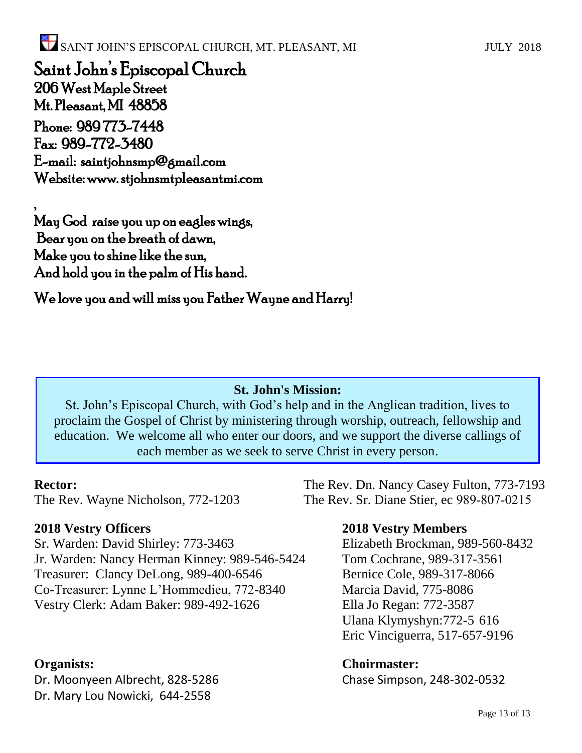# Saint John's Episcopal Church

206 West Maple Street
Mt. Pleasant, MI 48858

Phone: 989 773-7448
Fax: 989-772-3480
E-mail: saintjohnsmp@gmail.com
Website: www. stjohnsmtpleasantmi.com

May God raise you up on eagles wings,
Bear you on the breath of dawn,
Make you to shine like the sun,
And hold you in the palm of His hand.

We love you and will miss you Father Wayne and Harry!

**St. John's Mission:**

St. John's Episcopal Church, with God's help and in the Anglican tradition, lives to proclaim the Gospel of Christ by ministering through worship, outreach, fellowship and education. We welcome all who enter our doors, and we support the diverse callings of each member as we seek to serve Christ in every person.

**Rector:**
The Rev. Wayne Nicholson, 772-1203

The Rev. Dn. Nancy Casey Fulton, 773-7193
The Rev. Sr. Diane Stier, ec 989-807-0215

**2018 Vestry Officers**
Sr. Warden: David Shirley: 773-3463
Jr. Warden: Nancy Herman Kinney: 989-546-5424
Treasurer: Clancy DeLong, 989-400-6546
Co-Treasurer: Lynne L'Hommedieu, 772-8340
Vestry Clerk: Adam Baker: 989-492-1626

**2018 Vestry Members**
Elizabeth Brockman, 989-560-8432
Tom Cochrane, 989-317-3561
Bernice Cole, 989-317-8066
Marcia David, 775-8086
Ella Jo Regan: 772-3587
Ulana Klymyshyn:772-5 616
Eric Vinciguerra, 517-657-9196

**Organists:**
Dr. Moonyeen Albrecht, 828-5286
Dr. Mary Lou Nowicki, 644-2558

**Choirmaster:**
Chase Simpson, 248-302-0532